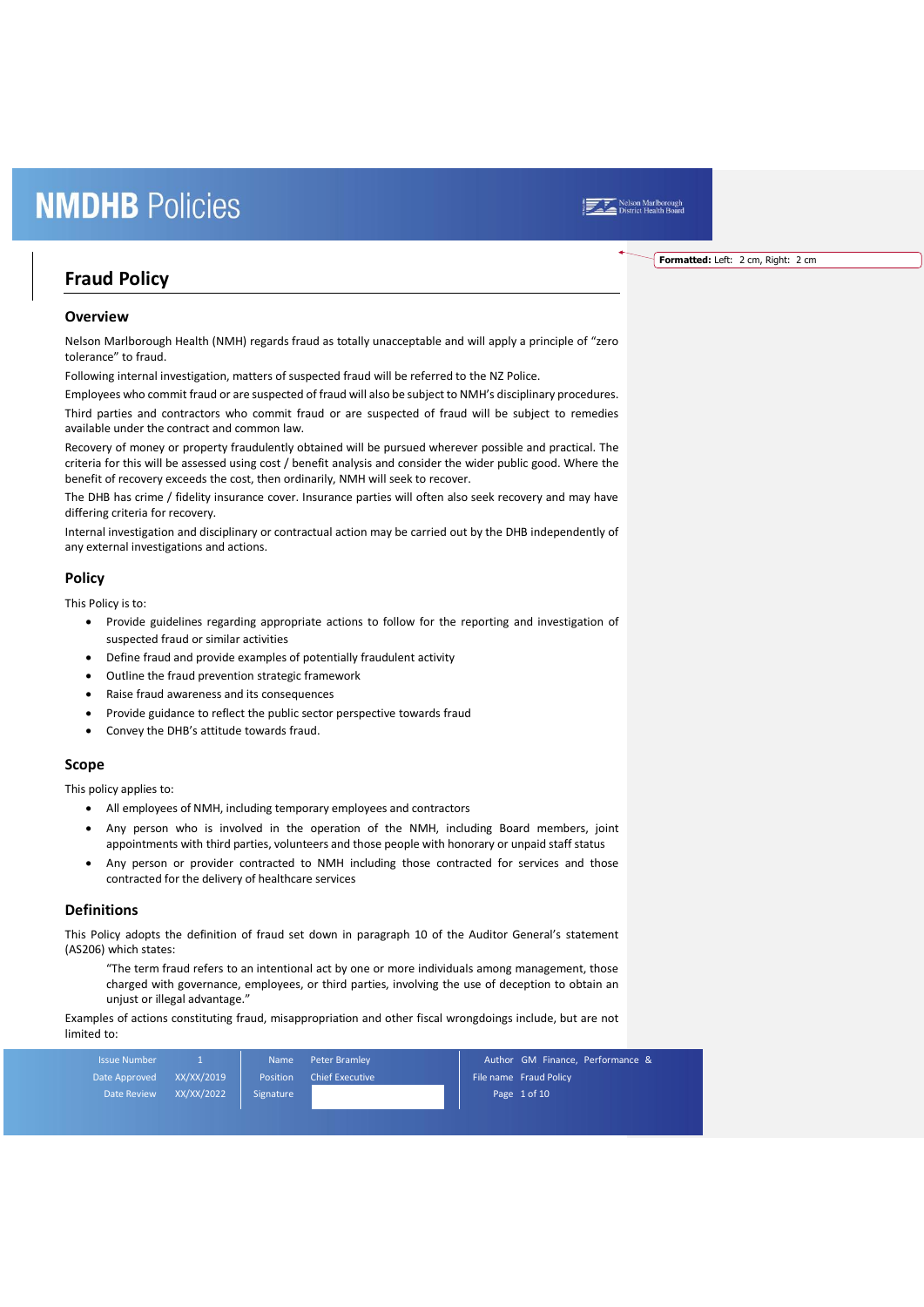# Fraud Policy

## Overview

Nelson Marlborough Health (NMH) regards fraud as totally unacceptable and will apply a principle of "zero tolerance" to fraud.

Following internal investigation, matters of suspected fraud will be referred to the NZ Police.

Employees who commit fraud or are suspected of fraud will also be subject to NMH's disciplinary procedures.

Third parties and contractors who commit fraud or are suspected of fraud will be subject to remedies available under the contract and common law.

Recovery of money or property fraudulently obtained will be pursued wherever possible and practical. The criteria for this will be assessed using cost / benefit analysis and consider the wider public good. Where the benefit of recovery exceeds the cost, then ordinarily, NMH will seek to recover.

The DHB has crime / fidelity insurance cover. Insurance parties will often also seek recovery and may have differing criteria for recovery.

Internal investigation and disciplinary or contractual action may be carried out by the DHB independently of any external investigations and actions.

## Policy

This Policy is to:

- Provide guidelines regarding appropriate actions to follow for the reporting and investigation of suspected fraud or similar activities
- Define fraud and provide examples of potentially fraudulent activity
- Outline the fraud prevention strategic framework
- Raise fraud awareness and its consequences
- Provide guidance to reflect the public sector perspective towards fraud
- Convey the DHB's attitude towards fraud.

## Scope

This policy applies to:

- All employees of NMH, including temporary employees and contractors
- Any person who is involved in the operation of the NMH, including Board members, joint appointments with third parties, volunteers and those people with honorary or unpaid staff status
- Any person or provider contracted to NMH including those contracted for services and those contracted for the delivery of healthcare services

## Definitions

This Policy adopts the definition of fraud set down in paragraph 10 of the Auditor General's statement (AS206) which states:

> "The term fraud refers to an intentional act by one or more individuals among management, those charged with governance, employees, or third parties, involving the use of deception to obtain an unjust or illegal advantage."

Examples of actions constituting fraud, misappropriation and other fiscal wrongdoings include, but are not limited to: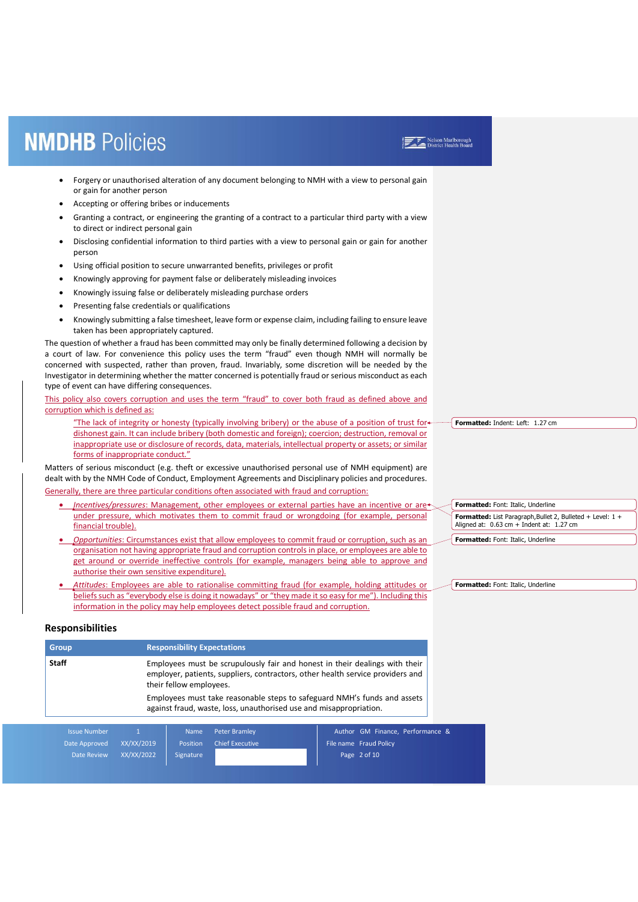- Forgery or unauthorised alteration of any document belonging to NMH with a view to personal gain or gain for another person
- Accepting or offering bribes or inducements
- Granting a contract, or engineering the granting of a contract to a particular third party with a view to direct or indirect personal gain
- Disclosing confidential information to third parties with a view to personal gain or gain for another person
- Using official position to secure unwarranted benefits, privileges or profit
- Knowingly approving for payment false or deliberately misleading invoices
- Knowingly issuing false or deliberately misleading purchase orders
- Presenting false credentials or qualifications
- Knowingly submitting a false timesheet, leave form or expense claim, including failing to ensure leave taken has been appropriately captured.

The question of whether a fraud has been committed may only be finally determined following a decision by a court of law. For convenience this policy uses the term "fraud" even though NMH will normally be concerned with suspected, rather than proven, fraud. Invariably, some discretion will be needed by the Investigator in determining whether the matter concerned is potentially fraud or serious misconduct as each type of event can have differing consequences.

This policy also covers corruption and uses the term "fraud" to cover both fraud as defined above and corruption which is defined as:

> "The lack of integrity or honesty (typically involving bribery) or the abuse of a position of trust for dishonest gain. It can include bribery (both domestic and foreign); coercion; destruction, removal or inappropriate use or disclosure of records, data, materials, intellectual property or assets; or similar forms of inappropriate conduct."

Matters of serious misconduct (e.g. theft or excessive unauthorised personal use of NMH equipment) are dealt with by the NMH Code of Conduct, Employment Agreements and Disciplinary policies and procedures.

Generally, there are three particular conditions often associated with fraud and corruption:

- *Incentives/pressures*: Management, other employees or external parties have an incentive or are under pressure, which motivates them to commit fraud or wrongdoing (for example, personal financial trouble).
- *Opportunities*: Circumstances exist that allow employees to commit fraud or corruption, such as an organisation not having appropriate fraud and corruption controls in place, or employees are able to get around or override ineffective controls (for example, managers being able to approve and authorise their own sensitive expenditure).
- *Attitudes*: Employees are able to rationalise committing fraud (for example, holding attitudes or beliefs such as "everybody else is doing it nowadays" or "they made it so easy for me"). Including this information in the policy may help employees detect possible fraud and corruption.

## Responsibilities

| Group | Responsibility Expectations |
|---|---|
| **Staff** | Employees must be scrupulously fair and honest in their dealings with their employer, patients, suppliers, contractors, other health service providers and their fellow employees.<br><br>Employees must take reasonable steps to safeguard NMH's funds and assets against fraud, waste, loss, unauthorised use and misappropriation. |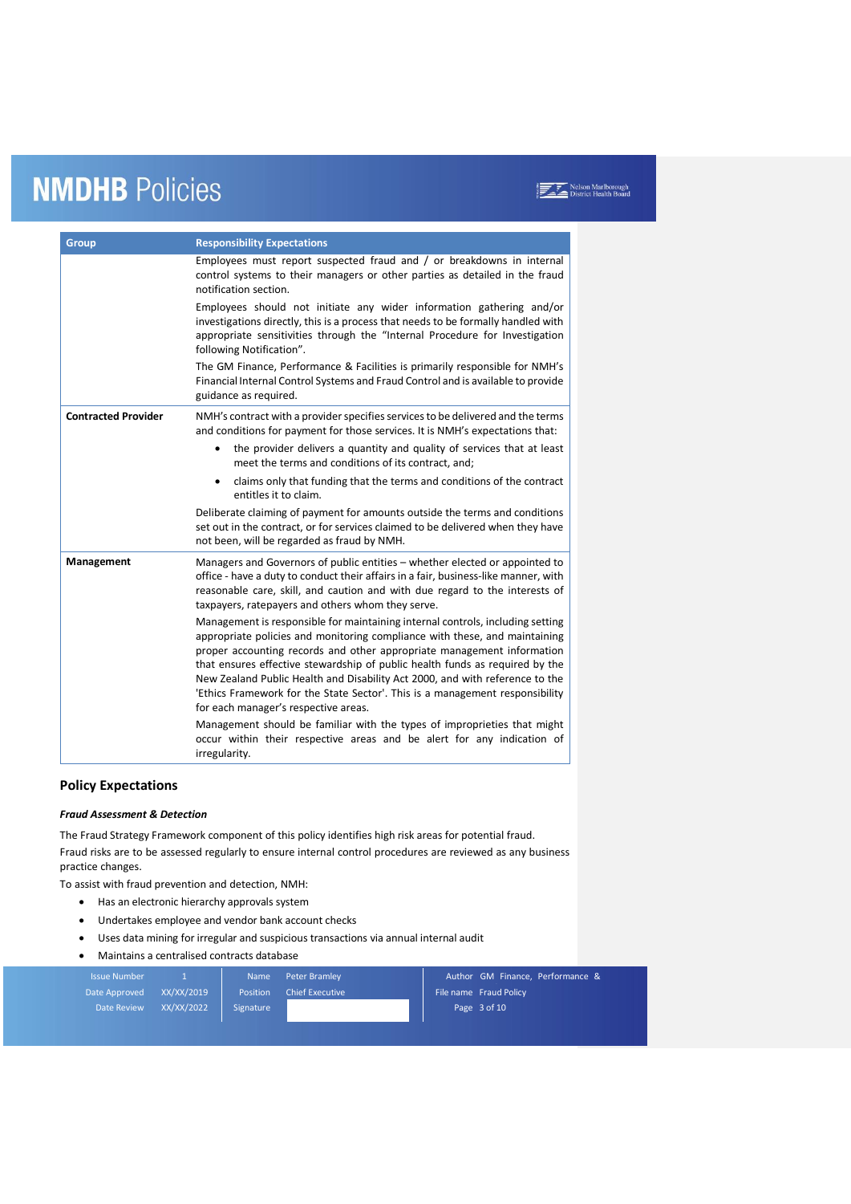| Group | Responsibility Expectations |
|---|---|
| | Employees must report suspected fraud and / or breakdowns in internal control systems to their managers or other parties as detailed in the fraud notification section.<br><br>Employees should not initiate any wider information gathering and/or investigations directly, this is a process that needs to be formally handled with appropriate sensitivities through the "Internal Procedure for Investigation following Notification".<br><br>The GM Finance, Performance & Facilities is primarily responsible for NMH's Financial Internal Control Systems and Fraud Control and is available to provide guidance as required. |
| **Contracted Provider** | NMH's contract with a provider specifies services to be delivered and the terms and conditions for payment for those services. It is NMH's expectations that:<br>• the provider delivers a quantity and quality of services that at least meet the terms and conditions of its contract, and;<br>• claims only that funding that the terms and conditions of the contract entitles it to claim.<br><br>Deliberate claiming of payment for amounts outside the terms and conditions set out in the contract, or for services claimed to be delivered when they have not been, will be regarded as fraud by NMH. |
| **Management** | Managers and Governors of public entities – whether elected or appointed to office - have a duty to conduct their affairs in a fair, business-like manner, with reasonable care, skill, and caution and with due regard to the interests of taxpayers, ratepayers and others whom they serve.<br><br>Management is responsible for maintaining internal controls, including setting appropriate policies and monitoring compliance with these, and maintaining proper accounting records and other appropriate management information that ensures effective stewardship of public health funds as required by the New Zealand Public Health and Disability Act 2000, and with reference to the 'Ethics Framework for the State Sector'. This is a management responsibility for each manager's respective areas.<br><br>Management should be familiar with the types of improprieties that might occur within their respective areas and be alert for any indication of irregularity. |

## Policy Expectations

***Fraud Assessment & Detection***

The Fraud Strategy Framework component of this policy identifies high risk areas for potential fraud.

Fraud risks are to be assessed regularly to ensure internal control procedures are reviewed as any business practice changes.

To assist with fraud prevention and detection, NMH:

- Has an electronic hierarchy approvals system
- Undertakes employee and vendor bank account checks
- Uses data mining for irregular and suspicious transactions via annual internal audit
- Maintains a centralised contracts database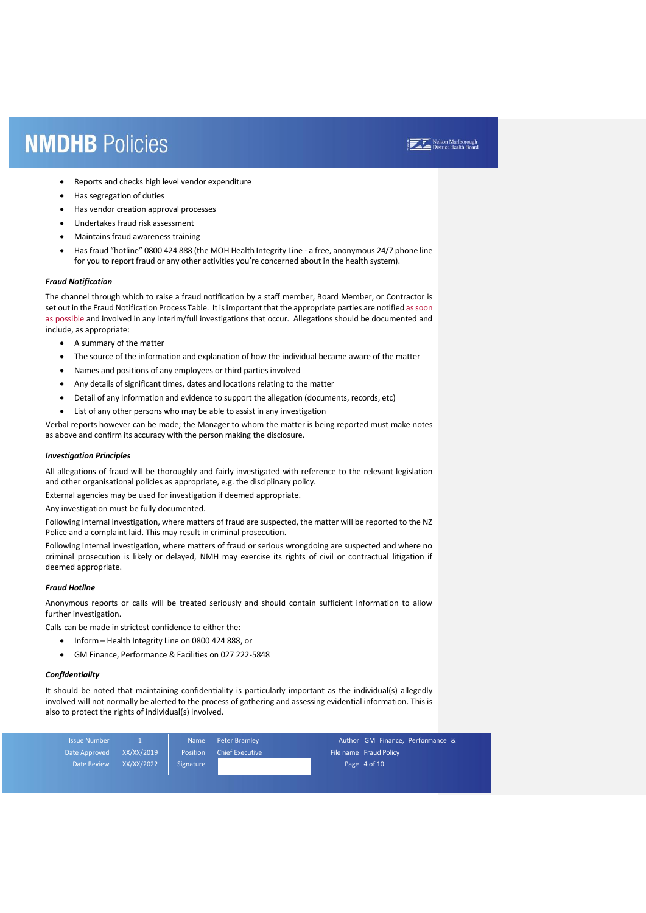- Reports and checks high level vendor expenditure
- Has segregation of duties
- Has vendor creation approval processes
- Undertakes fraud risk assessment
- Maintains fraud awareness training
- Has fraud "hotline" 0800 424 888 (the MOH Health Integrity Line - a free, anonymous 24/7 phone line for you to report fraud or any other activities you're concerned about in the health system).

#### *Fraud Notification*

The channel through which to raise a fraud notification by a staff member, Board Member, or Contractor is set out in the Fraud Notification Process Table. It is important that the appropriate parties are notified as soon as possible and involved in any interim/full investigations that occur. Allegations should be documented and include, as appropriate:

- A summary of the matter
- The source of the information and explanation of how the individual became aware of the matter
- Names and positions of any employees or third parties involved
- Any details of significant times, dates and locations relating to the matter
- Detail of any information and evidence to support the allegation (documents, records, etc)
- List of any other persons who may be able to assist in any investigation

Verbal reports however can be made; the Manager to whom the matter is being reported must make notes as above and confirm its accuracy with the person making the disclosure.

#### *Investigation Principles*

All allegations of fraud will be thoroughly and fairly investigated with reference to the relevant legislation and other organisational policies as appropriate, e.g. the disciplinary policy.

External agencies may be used for investigation if deemed appropriate.

Any investigation must be fully documented.

Following internal investigation, where matters of fraud are suspected, the matter will be reported to the NZ Police and a complaint laid. This may result in criminal prosecution.

Following internal investigation, where matters of fraud or serious wrongdoing are suspected and where no criminal prosecution is likely or delayed, NMH may exercise its rights of civil or contractual litigation if deemed appropriate.

#### *Fraud Hotline*

Anonymous reports or calls will be treated seriously and should contain sufficient information to allow further investigation.

Calls can be made in strictest confidence to either the:

- Inform – Health Integrity Line on 0800 424 888, or
- GM Finance, Performance & Facilities on 027 222-5848

#### *Confidentiality*

It should be noted that maintaining confidentiality is particularly important as the individual(s) allegedly involved will not normally be alerted to the process of gathering and assessing evidential information. This is also to protect the rights of individual(s) involved.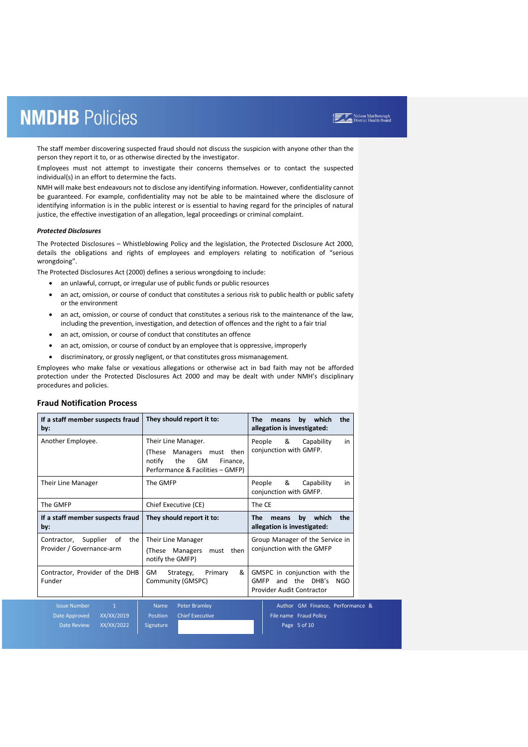The staff member discovering suspected fraud should not discuss the suspicion with anyone other than the person they report it to, or as otherwise directed by the investigator.

Employees must not attempt to investigate their concerns themselves or to contact the suspected individual(s) in an effort to determine the facts.

NMH will make best endeavours not to disclose any identifying information. However, confidentiality cannot be guaranteed. For example, confidentiality may not be able to be maintained where the disclosure of identifying information is in the public interest or is essential to having regard for the principles of natural justice, the effective investigation of an allegation, legal proceedings or criminal complaint.

***Protected Disclosures***

The Protected Disclosures – Whistleblowing Policy and the legislation, the Protected Disclosure Act 2000, details the obligations and rights of employees and employers relating to notification of "serious wrongdoing".

The Protected Disclosures Act (2000) defines a serious wrongdoing to include:

- an unlawful, corrupt, or irregular use of public funds or public resources
- an act, omission, or course of conduct that constitutes a serious risk to public health or public safety or the environment
- an act, omission, or course of conduct that constitutes a serious risk to the maintenance of the law, including the prevention, investigation, and detection of offences and the right to a fair trial
- an act, omission, or course of conduct that constitutes an offence
- an act, omission, or course of conduct by an employee that is oppressive, improperly
- discriminatory, or grossly negligent, or that constitutes gross mismanagement.

Employees who make false or vexatious allegations or otherwise act in bad faith may not be afforded protection under the Protected Disclosures Act 2000 and may be dealt with under NMH's disciplinary procedures and policies.

## Fraud Notification Process

| If a staff member suspects fraud by: | They should report it to: | The means by which the allegation is investigated: |
|---|---|---|
| Another Employee. | Their Line Manager. (These Managers must then notify the GM Finance, Performance & Facilities – GMFP) | People & Capability in conjunction with GMFP. |
| Their Line Manager | The GMFP | People & Capability in conjunction with GMFP. |
| The GMFP | Chief Executive (CE) | The CE |
| **If a staff member suspects fraud by:** | **They should report it to:** | **The means by which the allegation is investigated:** |
| Contractor, Supplier of the Provider / Governance-arm | Their Line Manager (These Managers must then notify the GMFP) | Group Manager of the Service in conjunction with the GMFP |
| Contractor, Provider of the DHB Funder | GM Strategy, Primary & Community (GMSPC) | GMSPC in conjunction with the GMFP and the DHB's NGO Provider Audit Contractor |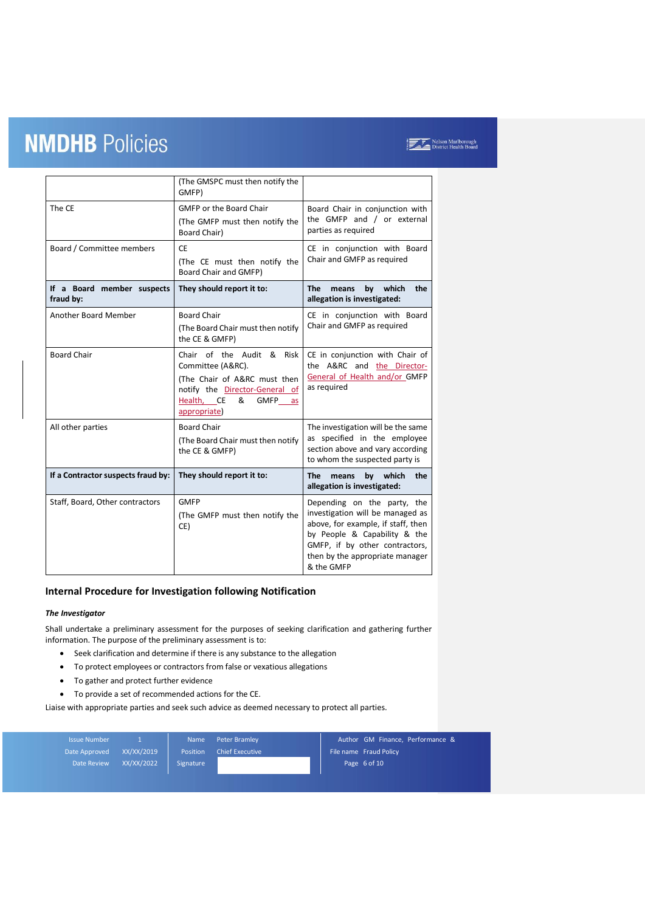|  | (The GMSPC must then notify the GMFP) |  |
|---|---|---|
| The CE | GMFP or the Board Chair<br>(The GMFP must then notify the Board Chair) | Board Chair in conjunction with the GMFP and / or external parties as required |
| Board / Committee members | CE<br>(The CE must then notify the Board Chair and GMFP) | CE in conjunction with Board Chair and GMFP as required |
| **If a Board member suspects fraud by:** | **They should report it to:** | **The means by which the allegation is investigated:** |
| Another Board Member | Board Chair<br>(The Board Chair must then notify the CE & GMFP) | CE in conjunction with Board Chair and GMFP as required |
| Board Chair | Chair of the Audit & Risk Committee (A&RC).<br>(The Chair of A&RC must then notify the Director-General of Health, CE & GMFP as appropriate) | CE in conjunction with Chair of the A&RC and the Director-General of Health and/or GMFP as required |
| All other parties | Board Chair<br>(The Board Chair must then notify the CE & GMFP) | The investigation will be the same as specified in the employee section above and vary according to whom the suspected party is |
| **If a Contractor suspects fraud by:** | **They should report it to:** | **The means by which the allegation is investigated:** |
| Staff, Board, Other contractors | GMFP<br>(The GMFP must then notify the CE) | Depending on the party, the investigation will be managed as above, for example, if staff, then by People & Capability & the GMFP, if by other contractors, then by the appropriate manager & the GMFP |

## Internal Procedure for Investigation following Notification

***The Investigator***

Shall undertake a preliminary assessment for the purposes of seeking clarification and gathering further information. The purpose of the preliminary assessment is to:

- Seek clarification and determine if there is any substance to the allegation
- To protect employees or contractors from false or vexatious allegations
- To gather and protect further evidence
- To provide a set of recommended actions for the CE.

Liaise with appropriate parties and seek such advice as deemed necessary to protect all parties.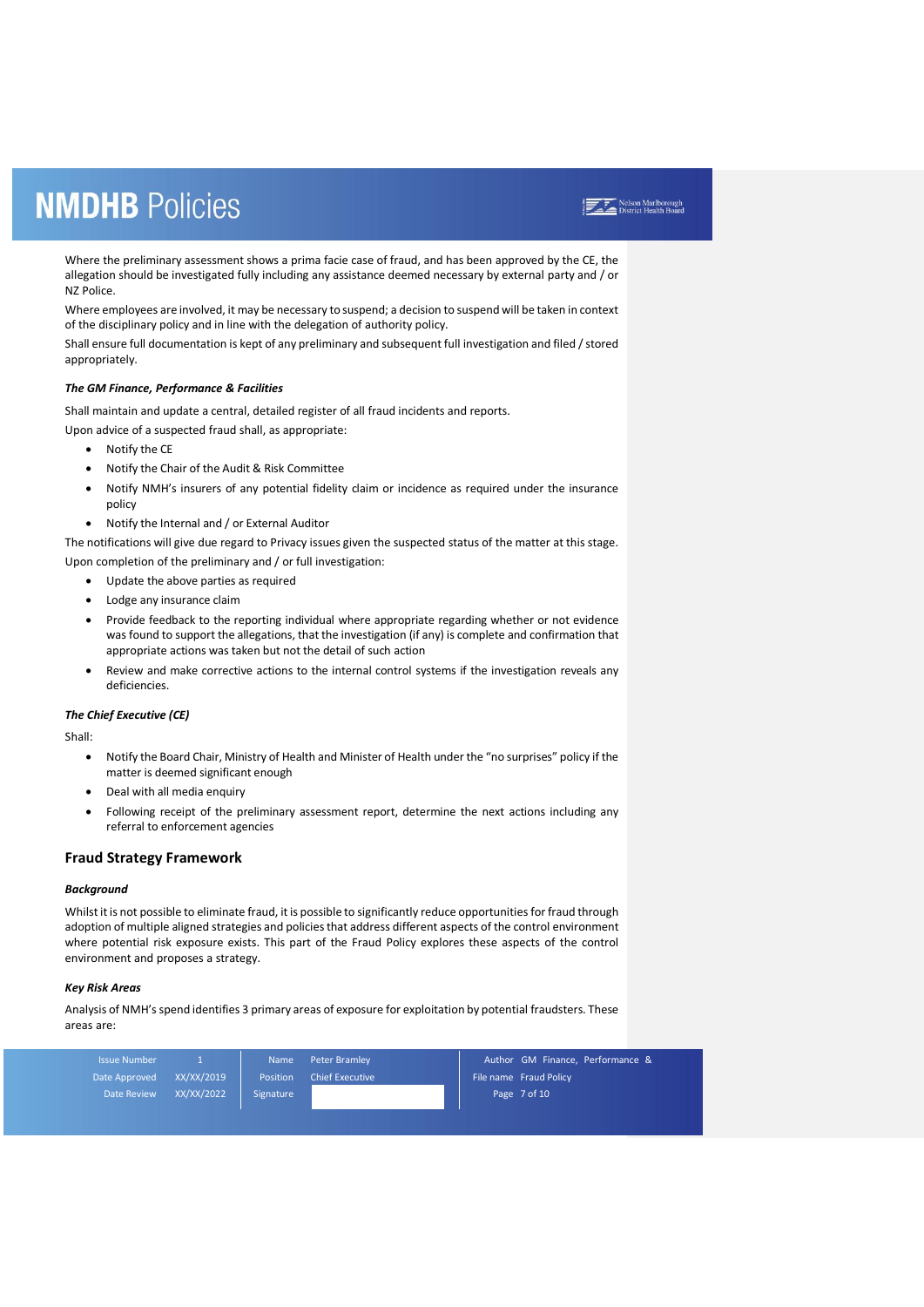Where the preliminary assessment shows a prima facie case of fraud, and has been approved by the CE, the allegation should be investigated fully including any assistance deemed necessary by external party and / or NZ Police.

Where employees are involved, it may be necessary to suspend; a decision to suspend will be taken in context of the disciplinary policy and in line with the delegation of authority policy.

Shall ensure full documentation is kept of any preliminary and subsequent full investigation and filed / stored appropriately.

***The GM Finance, Performance & Facilities***

Shall maintain and update a central, detailed register of all fraud incidents and reports.

Upon advice of a suspected fraud shall, as appropriate:

- Notify the CE
- Notify the Chair of the Audit & Risk Committee
- Notify NMH's insurers of any potential fidelity claim or incidence as required under the insurance policy
- Notify the Internal and / or External Auditor

The notifications will give due regard to Privacy issues given the suspected status of the matter at this stage.

Upon completion of the preliminary and / or full investigation:

- Update the above parties as required
- Lodge any insurance claim
- Provide feedback to the reporting individual where appropriate regarding whether or not evidence was found to support the allegations, that the investigation (if any) is complete and confirmation that appropriate actions was taken but not the detail of such action
- Review and make corrective actions to the internal control systems if the investigation reveals any deficiencies.

***The Chief Executive (CE)***

Shall:

- Notify the Board Chair, Ministry of Health and Minister of Health under the "no surprises" policy if the matter is deemed significant enough
- Deal with all media enquiry
- Following receipt of the preliminary assessment report, determine the next actions including any referral to enforcement agencies

## Fraud Strategy Framework

***Background***

Whilst it is not possible to eliminate fraud, it is possible to significantly reduce opportunities for fraud through adoption of multiple aligned strategies and policies that address different aspects of the control environment where potential risk exposure exists. This part of the Fraud Policy explores these aspects of the control environment and proposes a strategy.

***Key Risk Areas***

Analysis of NMH's spend identifies 3 primary areas of exposure for exploitation by potential fraudsters. These areas are: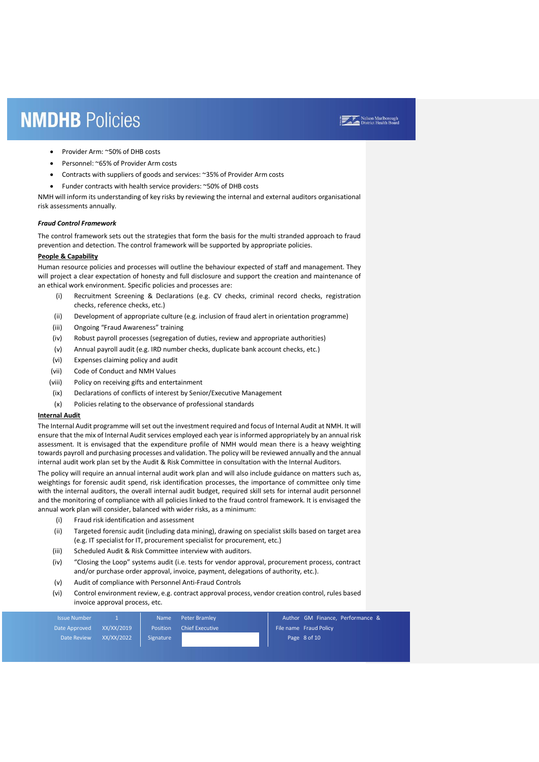- Provider Arm: ~50% of DHB costs
- Personnel: ~65% of Provider Arm costs
- Contracts with suppliers of goods and services: ~35% of Provider Arm costs
- Funder contracts with health service providers: ~50% of DHB costs

NMH will inform its understanding of key risks by reviewing the internal and external auditors organisational risk assessments annually.

***Fraud Control Framework***

The control framework sets out the strategies that form the basis for the multi stranded approach to fraud prevention and detection. The control framework will be supported by appropriate policies.

**People & Capability**

Human resource policies and processes will outline the behaviour expected of staff and management. They will project a clear expectation of honesty and full disclosure and support the creation and maintenance of an ethical work environment. Specific policies and processes are:

(i) Recruitment Screening & Declarations (e.g. CV checks, criminal record checks, registration checks, reference checks, etc.)
(ii) Development of appropriate culture (e.g. inclusion of fraud alert in orientation programme)
(iii) Ongoing "Fraud Awareness" training
(iv) Robust payroll processes (segregation of duties, review and appropriate authorities)
(v) Annual payroll audit (e.g. IRD number checks, duplicate bank account checks, etc.)
(vi) Expenses claiming policy and audit
(vii) Code of Conduct and NMH Values
(viii) Policy on receiving gifts and entertainment
(ix) Declarations of conflicts of interest by Senior/Executive Management
(x) Policies relating to the observance of professional standards

**Internal Audit**

The Internal Audit programme will set out the investment required and focus of Internal Audit at NMH. It will ensure that the mix of Internal Audit services employed each year is informed appropriately by an annual risk assessment. It is envisaged that the expenditure profile of NMH would mean there is a heavy weighting towards payroll and purchasing processes and validation. The policy will be reviewed annually and the annual internal audit work plan set by the Audit & Risk Committee in consultation with the Internal Auditors.

The policy will require an annual internal audit work plan and will also include guidance on matters such as, weightings for forensic audit spend, risk identification processes, the importance of committee only time with the internal auditors, the overall internal audit budget, required skill sets for internal audit personnel and the monitoring of compliance with all policies linked to the fraud control framework. It is envisaged the annual work plan will consider, balanced with wider risks, as a minimum:

(i) Fraud risk identification and assessment
(ii) Targeted forensic audit (including data mining), drawing on specialist skills based on target area (e.g. IT specialist for IT, procurement specialist for procurement, etc.)
(iii) Scheduled Audit & Risk Committee interview with auditors.
(iv) "Closing the Loop" systems audit (i.e. tests for vendor approval, procurement process, contract and/or purchase order approval, invoice, payment, delegations of authority, etc.).
(v) Audit of compliance with Personnel Anti-Fraud Controls
(vi) Control environment review, e.g. contract approval process, vendor creation control, rules based invoice approval process, etc.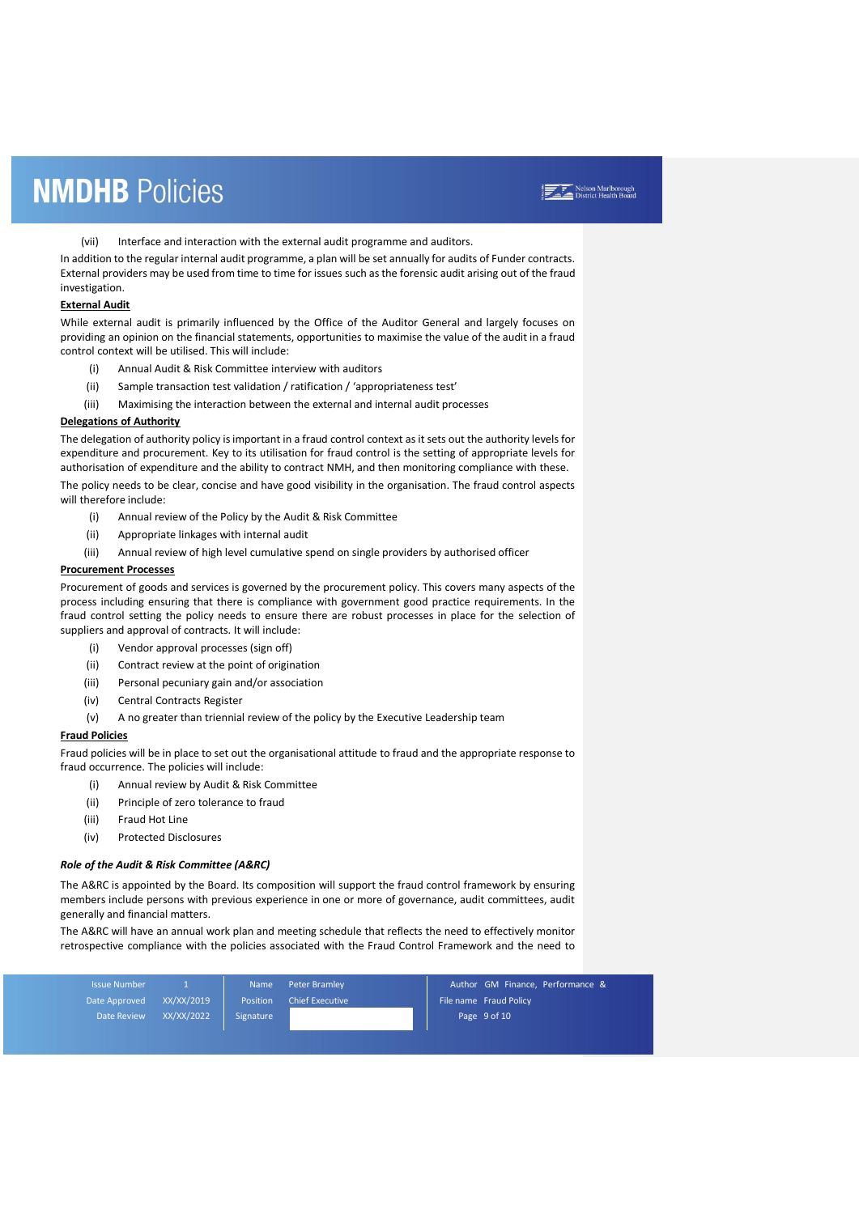(vii) Interface and interaction with the external audit programme and auditors.

In addition to the regular internal audit programme, a plan will be set annually for audits of Funder contracts. External providers may be used from time to time for issues such as the forensic audit arising out of the fraud investigation.

**External Audit**

While external audit is primarily influenced by the Office of the Auditor General and largely focuses on providing an opinion on the financial statements, opportunities to maximise the value of the audit in a fraud control context will be utilised. This will include:

(i) Annual Audit & Risk Committee interview with auditors

(ii) Sample transaction test validation / ratification / 'appropriateness test'

(iii) Maximising the interaction between the external and internal audit processes

**Delegations of Authority**

The delegation of authority policy is important in a fraud control context as it sets out the authority levels for expenditure and procurement. Key to its utilisation for fraud control is the setting of appropriate levels for authorisation of expenditure and the ability to contract NMH, and then monitoring compliance with these.

The policy needs to be clear, concise and have good visibility in the organisation. The fraud control aspects will therefore include:

(i) Annual review of the Policy by the Audit & Risk Committee

(ii) Appropriate linkages with internal audit

(iii) Annual review of high level cumulative spend on single providers by authorised officer

**Procurement Processes**

Procurement of goods and services is governed by the procurement policy. This covers many aspects of the process including ensuring that there is compliance with government good practice requirements. In the fraud control setting the policy needs to ensure there are robust processes in place for the selection of suppliers and approval of contracts. It will include:

(i) Vendor approval processes (sign off)

(ii) Contract review at the point of origination

(iii) Personal pecuniary gain and/or association

(iv) Central Contracts Register

(v) A no greater than triennial review of the policy by the Executive Leadership team

**Fraud Policies**

Fraud policies will be in place to set out the organisational attitude to fraud and the appropriate response to fraud occurrence. The policies will include:

(i) Annual review by Audit & Risk Committee

(ii) Principle of zero tolerance to fraud

(iii) Fraud Hot Line

(iv) Protected Disclosures

***Role of the Audit & Risk Committee (A&RC)***

The A&RC is appointed by the Board. Its composition will support the fraud control framework by ensuring members include persons with previous experience in one or more of governance, audit committees, audit generally and financial matters.

The A&RC will have an annual work plan and meeting schedule that reflects the need to effectively monitor retrospective compliance with the policies associated with the Fraud Control Framework and the need to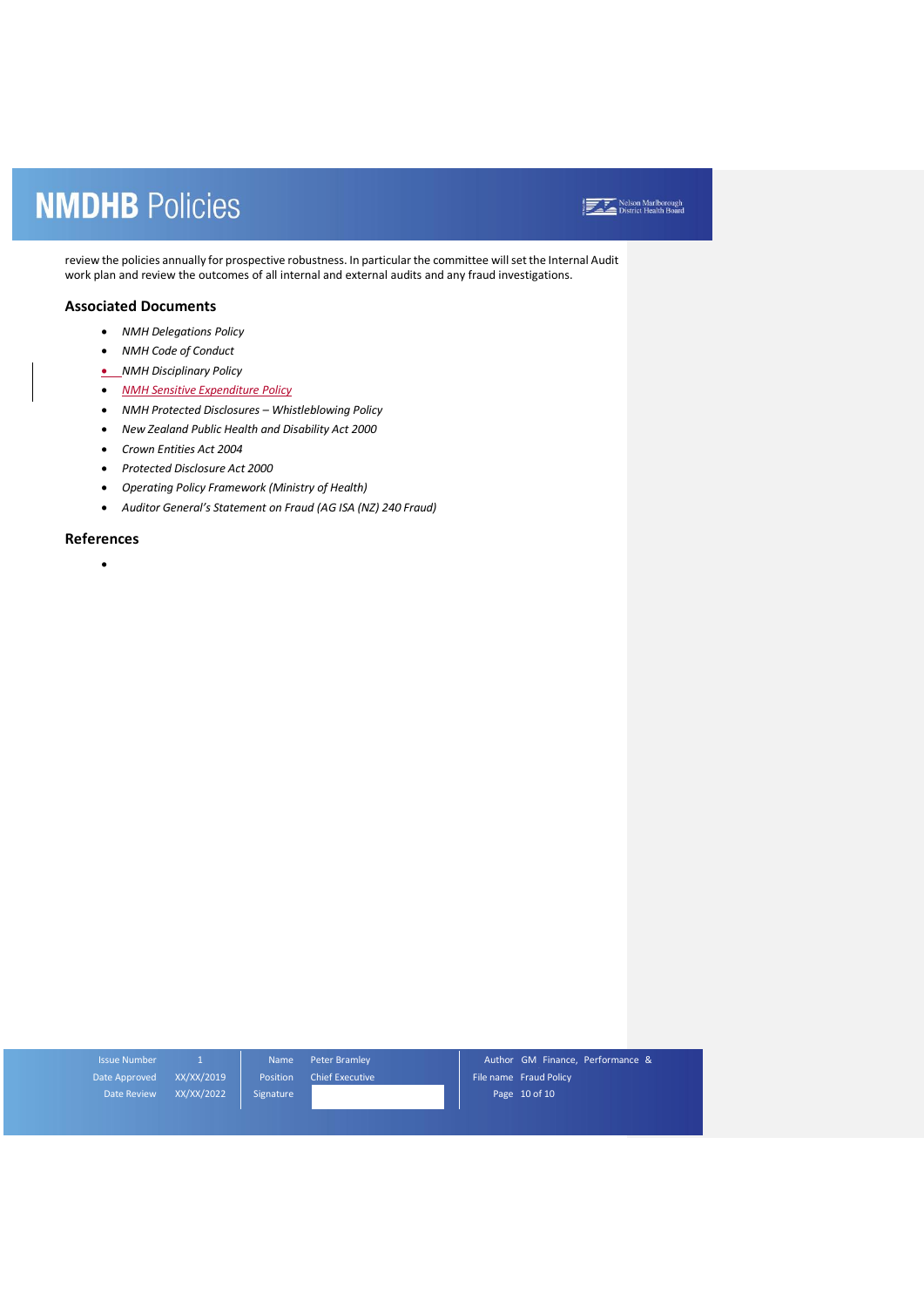review the policies annually for prospective robustness. In particular the committee will set the Internal Audit work plan and review the outcomes of all internal and external audits and any fraud investigations.

## Associated Documents

- *NMH Delegations Policy*
- *NMH Code of Conduct*
- *NMH Disciplinary Policy*
- *NMH Sensitive Expenditure Policy*
- *NMH Protected Disclosures – Whistleblowing Policy*
- *New Zealand Public Health and Disability Act 2000*
- *Crown Entities Act 2004*
- *Protected Disclosure Act 2000*
- *Operating Policy Framework (Ministry of Health)*
- *Auditor General's Statement on Fraud (AG ISA (NZ) 240 Fraud)*

## References

-